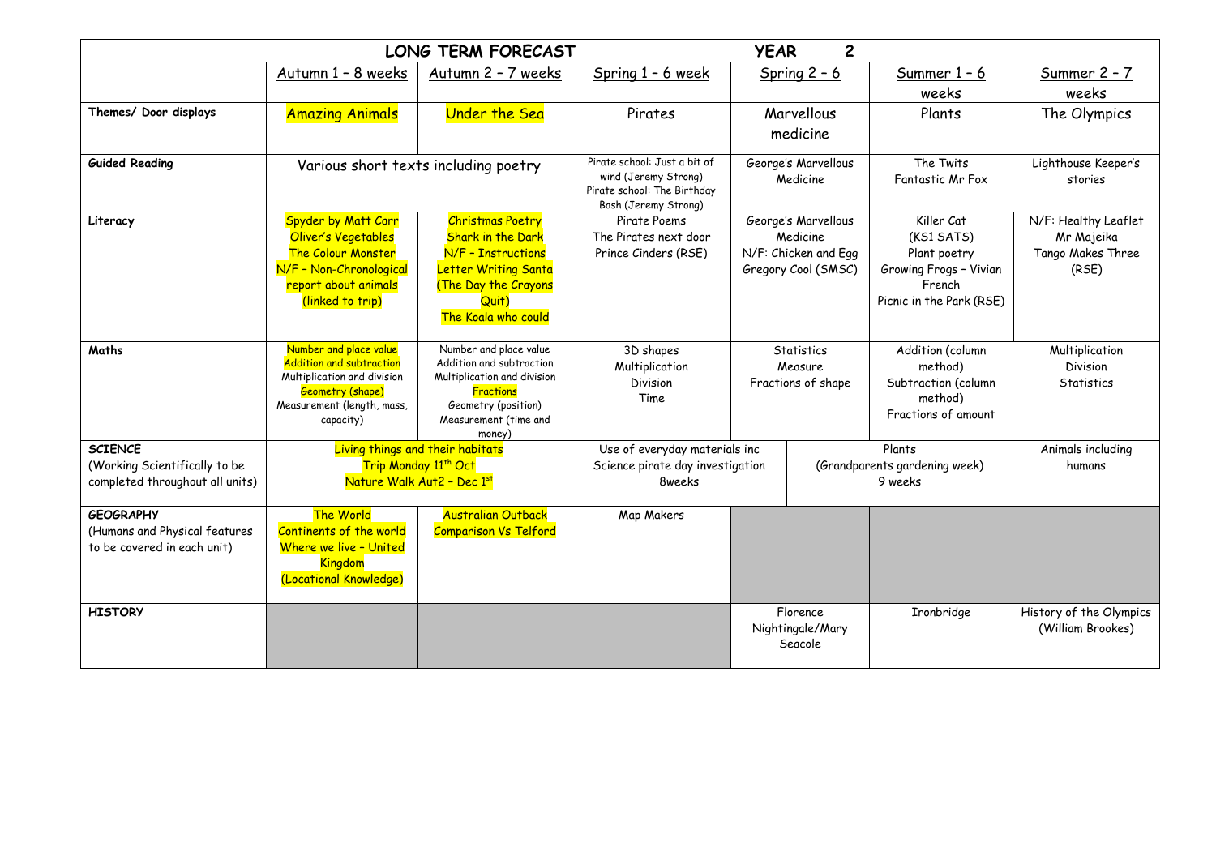# LONG TERM FORECAST YEAR 2

| | Autumn 1 – 8 weeks | Autumn 2 – 7 weeks | Spring 1 – 6 week | Spring 2 – 6 | Summer 1 – 6 weeks | Summer 2 – 7 weeks |
|---|---|---|---|---|---|---|
| **Themes/ Door displays** | Amazing Animals | Under the Sea | Pirates | Marvellous medicine | Plants | The Olympics |
| **Guided Reading** | Various short texts including poetry | | Pirate school: Just a bit of wind (Jeremy Strong)<br>Pirate school: The Birthday Bash (Jeremy Strong) | George's Marvellous Medicine | The Twits<br>Fantastic Mr Fox | Lighthouse Keeper's stories |
| **Literacy** | Spyder by Matt Carr<br>Oliver's Vegetables<br>The Colour Monster<br>N/F – Non-Chronological report about animals (linked to trip) | Christmas Poetry<br>Shark in the Dark<br>N/F – Instructions<br>Letter Writing Santa<br>(The Day the Crayons Quit)<br>The Koala who could | Pirate Poems<br>The Pirates next door<br>Prince Cinders (RSE) | George's Marvellous Medicine<br>N/F: Chicken and Egg<br>Gregory Cool (SMSC) | Killer Cat<br>(KS1 SATS)<br>Plant poetry<br>Growing Frogs – Vivian French<br>Picnic in the Park (RSE) | N/F: Healthy Leaflet<br>Mr Majeika<br>Tango Makes Three (RSE) |
| **Maths** | Number and place value<br>Addition and subtraction<br>Multiplication and division<br>Geometry (shape)<br>Measurement (length, mass, capacity) | Number and place value<br>Addition and subtraction<br>Multiplication and division<br>Fractions<br>Geometry (position)<br>Measurement (time and money) | 3D shapes<br>Multiplication<br>Division<br>Time | Statistics<br>Measure<br>Fractions of shape | Addition (column method)<br>Subtraction (column method)<br>Fractions of amount | Multiplication<br>Division<br>Statistics |
| **SCIENCE**<br>(Working Scientifically to be completed throughout all units) | Living things and their habitats<br>Trip Monday 11th Oct<br>Nature Walk Aut2 – Dec 1st | | Use of everyday materials inc Science pirate day investigation<br>8weeks | Plants<br>(Grandparents gardening week)<br>9 weeks | | Animals including humans |
| **GEOGRAPHY**<br>(Humans and Physical features to be covered in each unit) | The World<br>Continents of the world<br>Where we live – United Kingdom<br>(Locational Knowledge) | Australian Outback<br>Comparison Vs Telford | Map Makers | | | |
| **HISTORY** | | | | Florence Nightingale/Mary Seacole | Ironbridge | History of the Olympics (William Brookes) |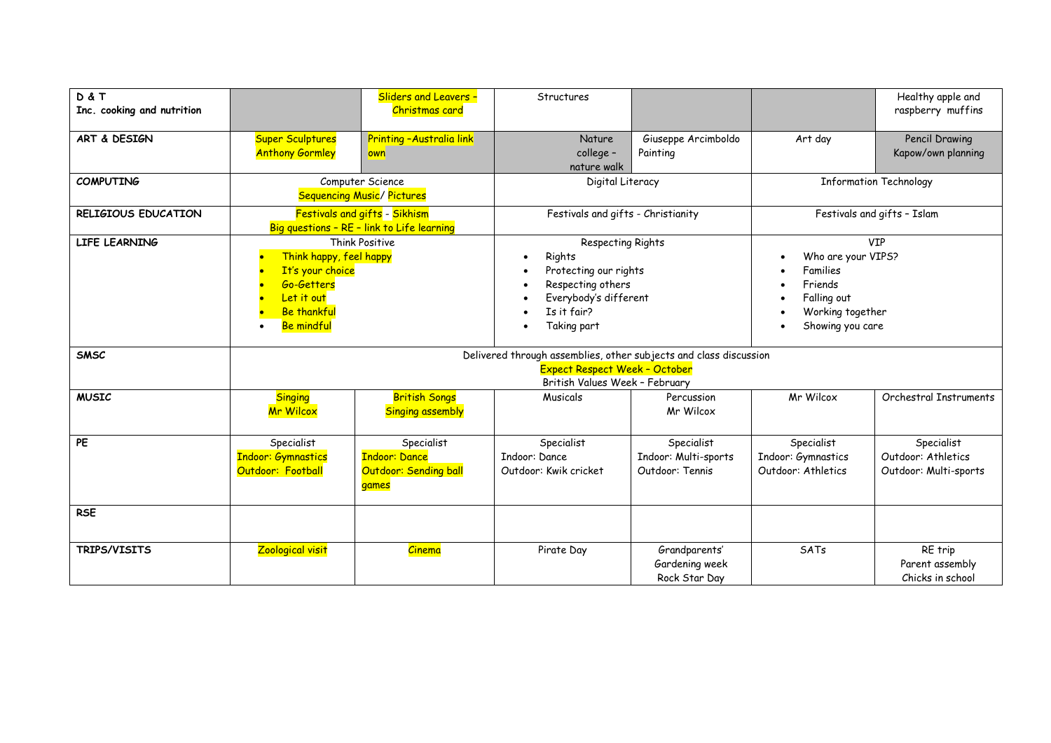| D & T<br>Inc. cooking and nutrition | | Sliders and Leavers – Christmas card | Structures | | | Healthy apple and raspberry muffins |
|---|---|---|---|---|---|---|
| **ART & DESIGN** | Super Sculptures<br>Anthony Gormley | Printing –Australia link own | Nature college – nature walk | Giuseppe Arcimboldo Painting | Art day | Pencil Drawing<br>Kapow/own planning |
| **COMPUTING** | Computer Science<br>Sequencing Music/ Pictures | | Digital Literacy | | Information Technology | |
| **RELIGIOUS EDUCATION** | Festivals and gifts - Sikhism<br>Big questions – RE – link to Life learning | | Festivals and gifts - Christianity | | Festivals and gifts – Islam | |
| **LIFE LEARNING** | Think Positive<br>• Think happy, feel happy<br>• It's your choice<br>• Go-Getters<br>• Let it out<br>• Be thankful<br>• Be mindful | | Respecting Rights<br>• Rights<br>• Protecting our rights<br>• Respecting others<br>• Everybody's different<br>• Is it fair?<br>• Taking part | | VIP<br>• Who are your VIPS?<br>• Families<br>• Friends<br>• Falling out<br>• Working together<br>• Showing you care | |
| **SMSC** | Delivered through assemblies, other subjects and class discussion<br>Expect Respect Week – October<br>British Values Week – February | | | | | |
| **MUSIC** | Singing<br>Mr Wilcox | British Songs<br>Singing assembly | Musicals | Percussion<br>Mr Wilcox | Mr Wilcox | Orchestral Instruments |
| **PE** | Specialist<br>Indoor: Gymnastics<br>Outdoor: Football | Specialist<br>Indoor: Dance<br>Outdoor: Sending ball games | Specialist<br>Indoor: Dance<br>Outdoor: Kwik cricket | Specialist<br>Indoor: Multi-sports<br>Outdoor: Tennis | Specialist<br>Indoor: Gymnastics<br>Outdoor: Athletics | Specialist<br>Outdoor: Athletics<br>Outdoor: Multi-sports |
| **RSE** | | | | | | |
| **TRIPS/VISITS** | Zoological visit | Cinema | Pirate Day | Grandparents'<br>Gardening week<br>Rock Star Day | SATs | RE trip<br>Parent assembly<br>Chicks in school |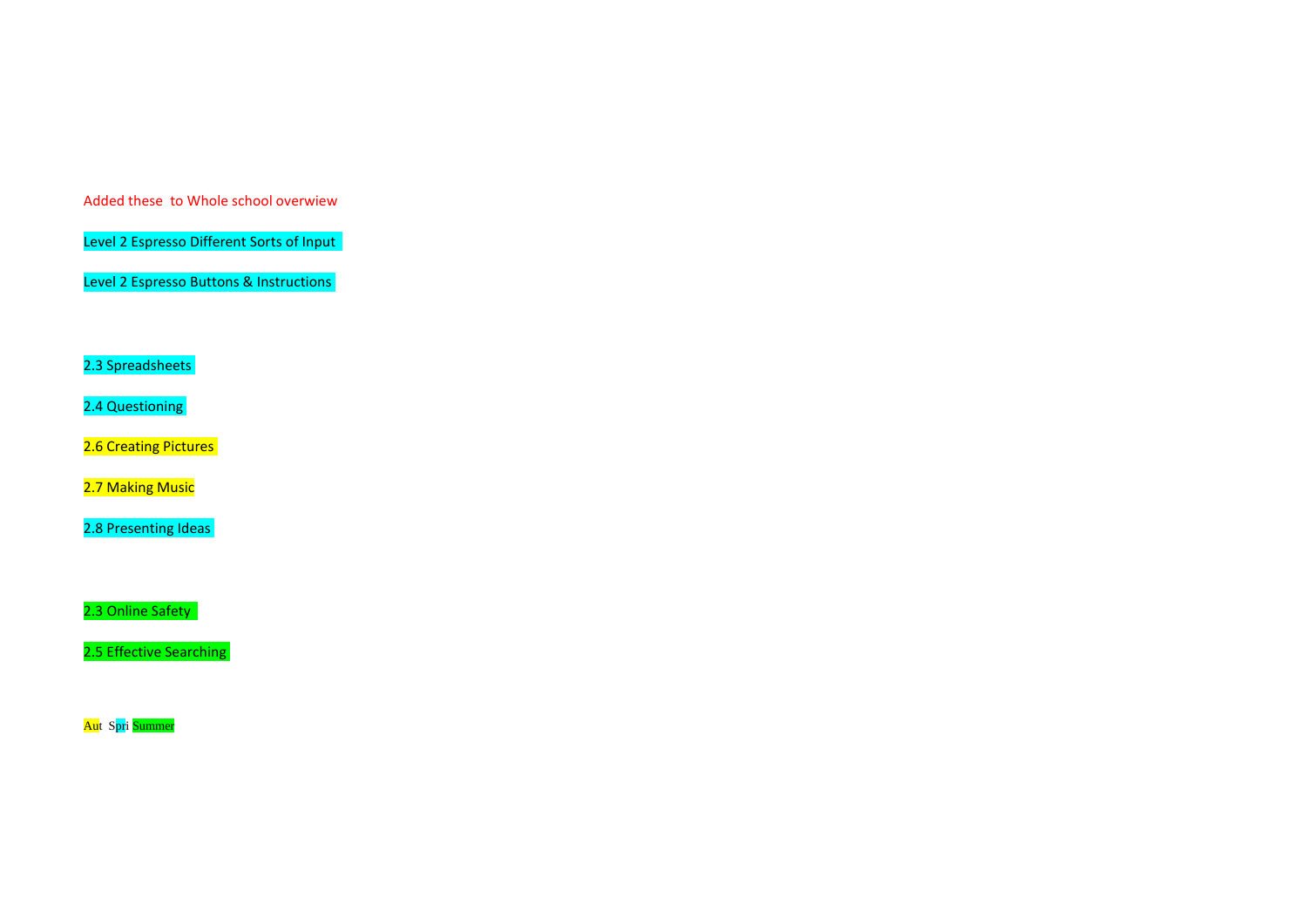Added these  to Whole school overwiew

Level 2 Espresso Different Sorts of Input

Level 2 Espresso Buttons & Instructions

2.3 Spreadsheets

2.4 Questioning

2.6 Creating Pictures

2.7 Making Music

2.8 Presenting Ideas

2.3 Online Safety

2.5 Effective Searching

Aut  Spri Summer